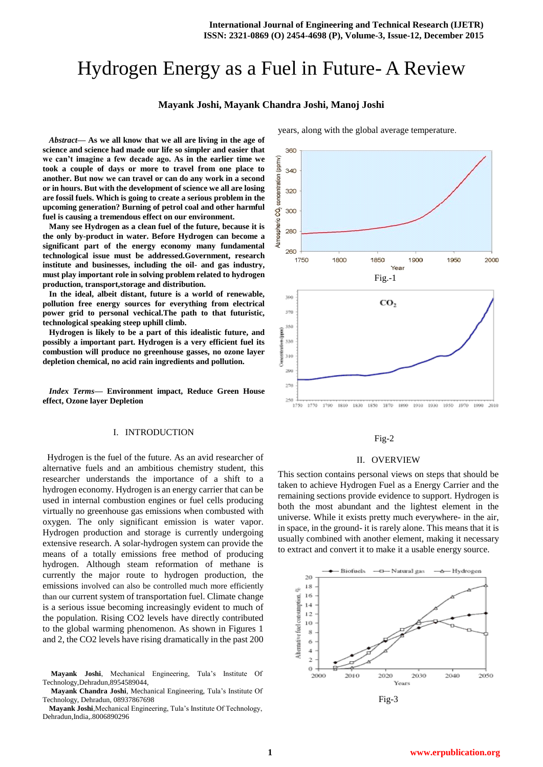# Hydrogen Energy as a Fuel in Future- A Review

**Mayank Joshi, Mayank Chandra Joshi, Manoj Joshi**

***Abstract*— As we all know that we all are living in the age of science and science had made our life so simpler and easier that we can't imagine a few decade ago. As in the earlier time we took a couple of days or more to travel from one place to another. But now we can travel or can do any work in a second or in hours. But with the development of science we all are losing are fossil fuels. Which is going to create a serious problem in the upcoming generation? Burning of petrol coal and other harmful fuel is causing a tremendous effect on our environment.**

**Many see Hydrogen as a clean fuel of the future, because it is the only by-product in water. Before Hydrogen can become a significant part of the energy economy many fundamental technological issue must be addressed.Government, research institute and businesses, including the oil- and gas industry, must play important role in solving problem related to hydrogen production, transport,storage and distribution.**

**In the ideal, albeit distant, future is a world of renewable, pollution free energy sources for everything from electrical power grid to personal vechical.The path to that futuristic, technological speaking steep uphill climb.**

**Hydrogen is likely to be a part of this idealistic future, and possibly a important part. Hydrogen is a very efficient fuel its combustion will produce no greenhouse gasses, no ozone layer depletion chemical, no acid rain ingredients and pollution.**

***Index Terms*— Environment impact, Reduce Green House effect, Ozone layer Depletion**

## I. INTRODUCTION

Hydrogen is the fuel of the future. As an avid researcher of alternative fuels and an ambitious chemistry student, this researcher understands the importance of a shift to a hydrogen economy. Hydrogen is an energy carrier that can be used in internal combustion engines or fuel cells producing virtually no greenhouse gas emissions when combusted with oxygen. The only significant emission is water vapor. Hydrogen production and storage is currently undergoing extensive research. A solar-hydrogen system can provide the means of a totally emissions free method of producing hydrogen. Although steam reformation of methane is currently the major route to hydrogen production, the emissions involved can also be controlled much more efficiently than our current system of transportation fuel. Climate change is a serious issue becoming increasingly evident to much of the population. Rising CO2 levels have directly contributed to the global warming phenomenon. As shown in Figures 1 and 2, the CO2 levels have rising dramatically in the past 200 years, along with the global average temperature.

Fig.-1

Fig-2

**Mayank Joshi**, Mechanical Engineering, Tula's Institute Of Technology,Dehradun,8954589044,

**Mayank Chandra Joshi**, Mechanical Engineering, Tula's Institute Of Technology, Dehradun, 08937867698

**Mayank Joshi**,Mechanical Engineering, Tula's Institute Of Technology, Dehradun,India,.8006890296

## II. OVERVIEW

This section contains personal views on steps that should be taken to achieve Hydrogen Fuel as a Energy Carrier and the remaining sections provide evidence to support. Hydrogen is both the most abundant and the lightest element in the universe. While it exists pretty much everywhere- in the air, in space, in the ground- it is rarely alone. This means that it is usually combined with another element, making it necessary to extract and convert it to make it a usable energy source.

Fig-3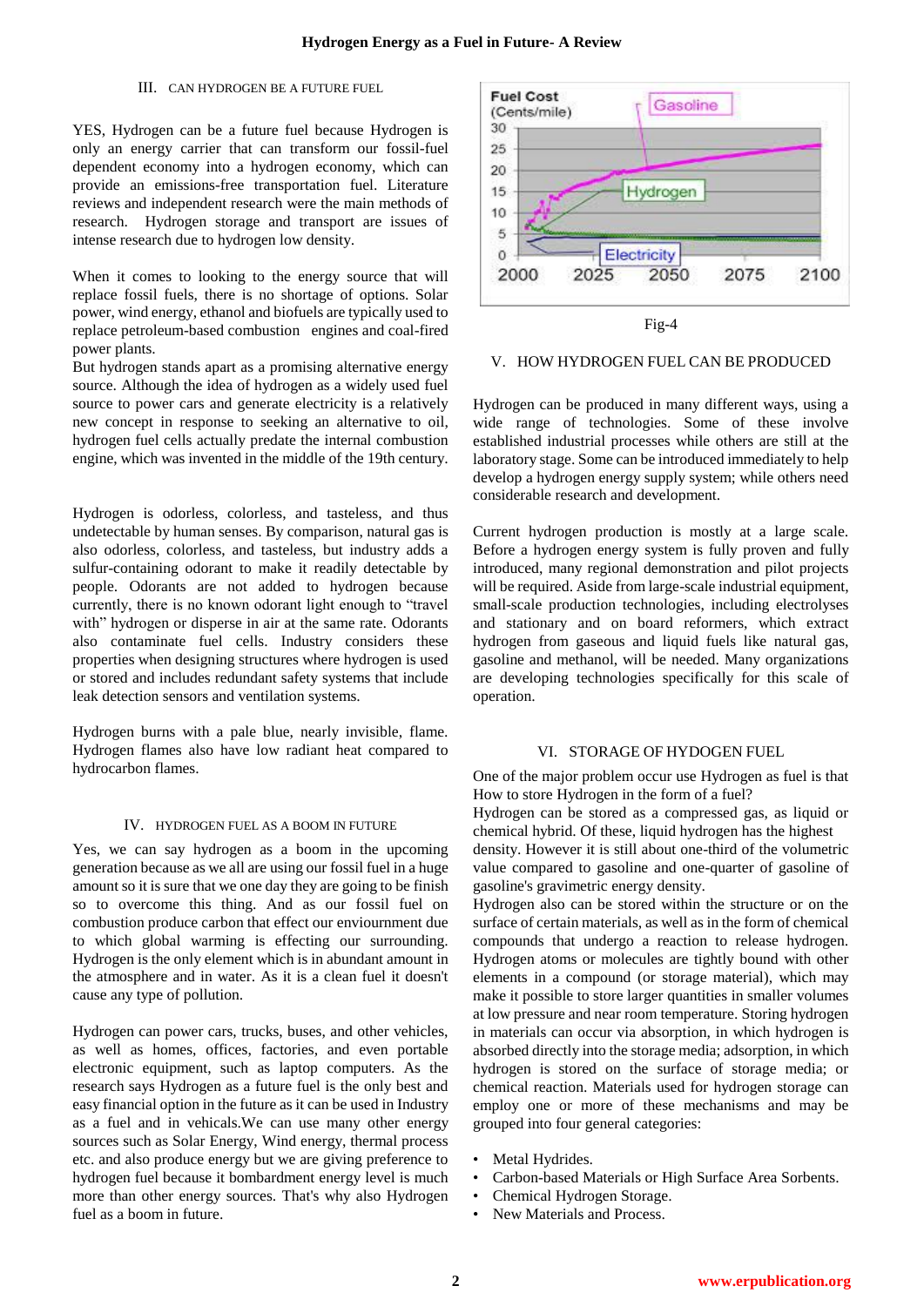## III. CAN HYDROGEN BE A FUTURE FUEL

YES, Hydrogen can be a future fuel because Hydrogen is only an energy carrier that can transform our fossil-fuel dependent economy into a hydrogen economy, which can provide an emissions-free transportation fuel. Literature reviews and independent research were the main methods of research. Hydrogen storage and transport are issues of intense research due to hydrogen low density.

When it comes to looking to the energy source that will replace fossil fuels, there is no shortage of options. Solar power, wind energy, ethanol and biofuels are typically used to replace petroleum-based combustion engines and coal-fired power plants.

But hydrogen stands apart as a promising alternative energy source. Although the idea of hydrogen as a widely used fuel source to power cars and generate electricity is a relatively new concept in response to seeking an alternative to oil, hydrogen fuel cells actually predate the internal combustion engine, which was invented in the middle of the 19th century.

Hydrogen is odorless, colorless, and tasteless, and thus undetectable by human senses. By comparison, natural gas is also odorless, colorless, and tasteless, but industry adds a sulfur-containing odorant to make it readily detectable by people. Odorants are not added to hydrogen because currently, there is no known odorant light enough to "travel with" hydrogen or disperse in air at the same rate. Odorants also contaminate fuel cells. Industry considers these properties when designing structures where hydrogen is used or stored and includes redundant safety systems that include leak detection sensors and ventilation systems.

Hydrogen burns with a pale blue, nearly invisible, flame. Hydrogen flames also have low radiant heat compared to hydrocarbon flames.

## IV. HYDROGEN FUEL AS A BOOM IN FUTURE

Yes, we can say hydrogen as a boom in the upcoming generation because as we all are using our fossil fuel in a huge amount so it is sure that we one day they are going to be finish so to overcome this thing. And as our fossil fuel on combustion produce carbon that effect our enviournment due to which global warming is effecting our surrounding. Hydrogen is the only element which is in abundant amount in the atmosphere and in water. As it is a clean fuel it doesn't cause any type of pollution.

Hydrogen can power cars, trucks, buses, and other vehicles, as well as homes, offices, factories, and even portable electronic equipment, such as laptop computers. As the research says Hydrogen as a future fuel is the only best and easy financial option in the future as it can be used in Industry as a fuel and in vehicals.We can use many other energy sources such as Solar Energy, Wind energy, thermal process etc. and also produce energy but we are giving preference to hydrogen fuel because it bombardment energy level is much more than other energy sources. That's why also Hydrogen fuel as a boom in future.

Fuel Cost (Cents/mile) — Gasoline, Hydrogen, Electricity; 2000, 2025, 2050, 2075, 2100

Fig-4

## V. HOW HYDROGEN FUEL CAN BE PRODUCED

Hydrogen can be produced in many different ways, using a wide range of technologies. Some of these involve established industrial processes while others are still at the laboratory stage. Some can be introduced immediately to help develop a hydrogen energy supply system; while others need considerable research and development.

Current hydrogen production is mostly at a large scale. Before a hydrogen energy system is fully proven and fully introduced, many regional demonstration and pilot projects will be required. Aside from large-scale industrial equipment, small-scale production technologies, including electrolyses and stationary and on board reformers, which extract hydrogen from gaseous and liquid fuels like natural gas, gasoline and methanol, will be needed. Many organizations are developing technologies specifically for this scale of operation.

## VI. STORAGE OF HYDOGEN FUEL

One of the major problem occur use Hydrogen as fuel is that How to store Hydrogen in the form of a fuel?

Hydrogen can be stored as a compressed gas, as liquid or chemical hybrid. Of these, liquid hydrogen has the highest density. However it is still about one-third of the volumetric value compared to gasoline and one-quarter of gasoline of gasoline's gravimetric energy density.

Hydrogen also can be stored within the structure or on the surface of certain materials, as well as in the form of chemical compounds that undergo a reaction to release hydrogen. Hydrogen atoms or molecules are tightly bound with other elements in a compound (or storage material), which may make it possible to store larger quantities in smaller volumes at low pressure and near room temperature. Storing hydrogen in materials can occur via absorption, in which hydrogen is absorbed directly into the storage media; adsorption, in which hydrogen is stored on the surface of storage media; or chemical reaction. Materials used for hydrogen storage can employ one or more of these mechanisms and may be grouped into four general categories:

- Metal Hydrides.
- Carbon-based Materials or High Surface Area Sorbents.
- Chemical Hydrogen Storage.
- New Materials and Process.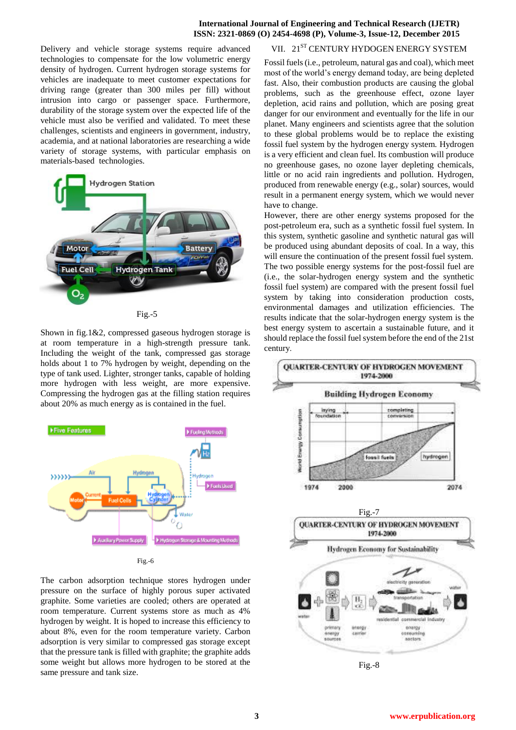Delivery and vehicle storage systems require advanced technologies to compensate for the low volumetric energy density of hydrogen. Current hydrogen storage systems for vehicles are inadequate to meet customer expectations for driving range (greater than 300 miles per fill) without intrusion into cargo or passenger space. Furthermore, durability of the storage system over the expected life of the vehicle must also be verified and validated. To meet these challenges, scientists and engineers in government, industry, academia, and at national laboratories are researching a wide variety of storage systems, with particular emphasis on materials-based technologies.

Fig.-5

Shown in fig.1&2, compressed gaseous hydrogen storage is at room temperature in a high-strength pressure tank. Including the weight of the tank, compressed gas storage holds about 1 to 7% hydrogen by weight, depending on the type of tank used. Lighter, stronger tanks, capable of holding more hydrogen with less weight, are more expensive. Compressing the hydrogen gas at the filling station requires about 20% as much energy as is contained in the fuel.

Fig.-6

The carbon adsorption technique stores hydrogen under pressure on the surface of highly porous super activated graphite. Some varieties are cooled; others are operated at room temperature. Current systems store as much as 4% hydrogen by weight. It is hoped to increase this efficiency to about 8%, even for the room temperature variety. Carbon adsorption is very similar to compressed gas storage except that the pressure tank is filled with graphite; the graphite adds some weight but allows more hydrogen to be stored at the same pressure and tank size.

## VII. 21ST CENTURY HYDROGEN ENERGY SYSTEM

Fossil fuels (i.e., petroleum, natural gas and coal), which meet most of the world's energy demand today, are being depleted fast. Also, their combustion products are causing the global problems, such as the greenhouse effect, ozone layer depletion, acid rains and pollution, which are posing great danger for our environment and eventually for the life in our planet. Many engineers and scientists agree that the solution to these global problems would be to replace the existing fossil fuel system by the hydrogen energy system. Hydrogen is a very efficient and clean fuel. Its combustion will produce no greenhouse gases, no ozone layer depleting chemicals, little or no acid rain ingredients and pollution. Hydrogen, produced from renewable energy (e.g., solar) sources, would result in a permanent energy system, which we would never have to change.

However, there are other energy systems proposed for the post-petroleum era, such as a synthetic fossil fuel system. In this system, synthetic gasoline and synthetic natural gas will be produced using abundant deposits of coal. In a way, this will ensure the continuation of the present fossil fuel system. The two possible energy systems for the post-fossil fuel are (i.e., the solar-hydrogen energy system and the synthetic fossil fuel system) are compared with the present fossil fuel system by taking into consideration production costs, environmental damages and utilization efficiencies. The results indicate that the solar-hydrogen energy system is the best energy system to ascertain a sustainable future, and it should replace the fossil fuel system before the end of the 21st century.

Fig.-7

Fig.-8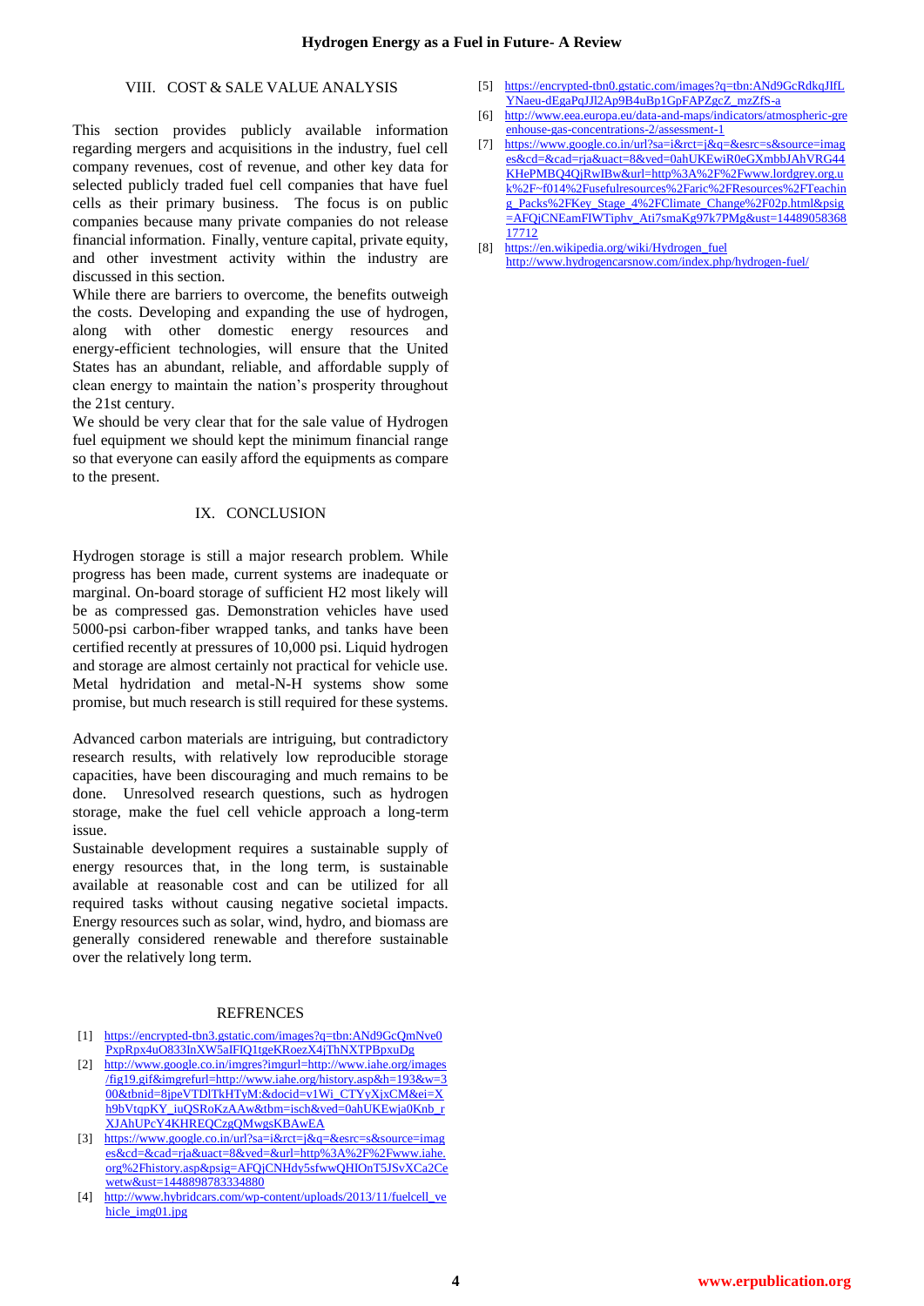## VIII. COST & SALE VALUE ANALYSIS

This section provides publicly available information regarding mergers and acquisitions in the industry, fuel cell company revenues, cost of revenue, and other key data for selected publicly traded fuel cell companies that have fuel cells as their primary business. The focus is on public companies because many private companies do not release financial information. Finally, venture capital, private equity, and other investment activity within the industry are discussed in this section.

While there are barriers to overcome, the benefits outweigh the costs. Developing and expanding the use of hydrogen, along with other domestic energy resources and energy-efficient technologies, will ensure that the United States has an abundant, reliable, and affordable supply of clean energy to maintain the nation's prosperity throughout the 21st century.

We should be very clear that for the sale value of Hydrogen fuel equipment we should kept the minimum financial range so that everyone can easily afford the equipments as compare to the present.

## IX. CONCLUSION

Hydrogen storage is still a major research problem. While progress has been made, current systems are inadequate or marginal. On-board storage of sufficient H2 most likely will be as compressed gas. Demonstration vehicles have used 5000-psi carbon-fiber wrapped tanks, and tanks have been certified recently at pressures of 10,000 psi. Liquid hydrogen and storage are almost certainly not practical for vehicle use. Metal hydridation and metal-N-H systems show some promise, but much research is still required for these systems.

Advanced carbon materials are intriguing, but contradictory research results, with relatively low reproducible storage capacities, have been discouraging and much remains to be done. Unresolved research questions, such as hydrogen storage, make the fuel cell vehicle approach a long-term issue.

Sustainable development requires a sustainable supply of energy resources that, in the long term, is sustainable available at reasonable cost and can be utilized for all required tasks without causing negative societal impacts. Energy resources such as solar, wind, hydro, and biomass are generally considered renewable and therefore sustainable over the relatively long term.

## REFRENCES

[1] https://encrypted-tbn3.gstatic.com/images?q=tbn:ANd9GcQmNve0PxpRpx4uO833InXW5aIFIQ1tgeKRoezX4jThNXTPBpxuDg

[2] http://www.google.co.in/imgres?imgurl=http://www.iahe.org/images/fig19.gif&imgrefurl=http://www.iahe.org/history.asp&h=193&w=300&tbnid=8jpeVTDlTkHTyM:&docid=v1Wi_CTYyXjxCM&ei=Xh9bVtqpKY_iuQSRoKzAAw&tbm=isch&ved=0ahUKEwja0Knb_rXJAhUPcY4KHREQCzgQMwgsKBAwEA

[3] https://www.google.co.in/url?sa=i&rct=j&q=&esrc=s&source=images&cd=&cad=rja&uact=8&ved=&url=http%3A%2F%2Fwww.iahe.org%2Fhistory.asp&psig=AFQjCNHdy5sfwwQHIOnT5JSvXCa2Cewetw&ust=1448898783334880

[4] http://www.hybridcars.com/wp-content/uploads/2013/11/fuelcell_vehicle_img01.jpg

[5] https://encrypted-tbn0.gstatic.com/images?q=tbn:ANd9GcRdkqJIfLYNaeu-dEgaPqJJl2Ap9B4uBp1GpFAPZgcZ_mzZfS-a

[6] http://www.eea.europa.eu/data-and-maps/indicators/atmospheric-greenhouse-gas-concentrations-2/assessment-1

[7] https://www.google.co.in/url?sa=i&rct=j&q=&esrc=s&source=images&cd=&cad=rja&uact=8&ved=0ahUKEwiR0eGXmbbJAhVRG44KHePMBQ4QjRwIBw&url=http%3A%2F%2Fwww.lordgrey.org.uk%2F~f014%2Fusefulresources%2Faric%2FResources%2FTeaching_Packs%2FKey_Stage_4%2FClimate_Change%2F02p.html&psig=AFQjCNEamFIWTiphv_Ati7smaKg97k7PMg&ust=1448905836817712

[8] https://en.wikipedia.org/wiki/Hydrogen_fuel
http://www.hydrogencarsnow.com/index.php/hydrogen-fuel/